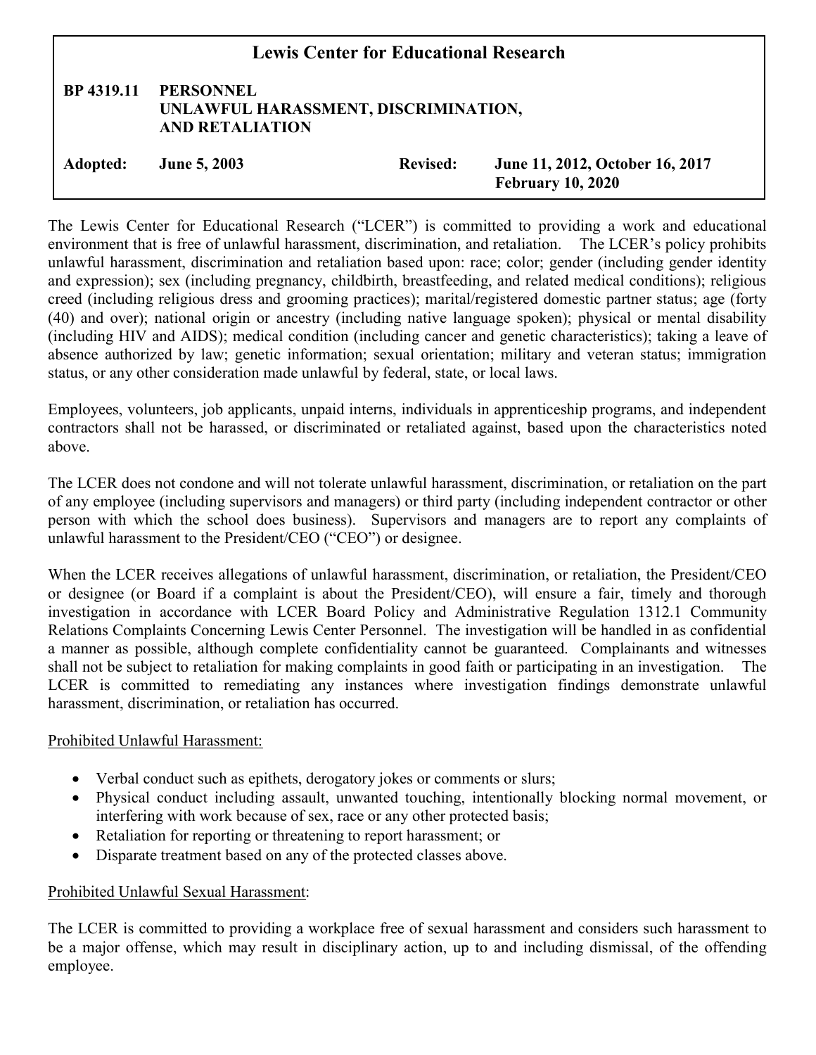# Lewis Center for Educational Research

**BP 4319.11 PERSONNEL**
**UNLAWFUL HARASSMENT, DISCRIMINATION, AND RETALIATION**

| **Adopted:** | **June 5, 2003** | **Revised:** | **June 11, 2012, October 16, 2017 February 10, 2020** |
| --- | --- | --- | --- |

The Lewis Center for Educational Research ("LCER") is committed to providing a work and educational environment that is free of unlawful harassment, discrimination, and retaliation. The LCER's policy prohibits unlawful harassment, discrimination and retaliation based upon: race; color; gender (including gender identity and expression); sex (including pregnancy, childbirth, breastfeeding, and related medical conditions); religious creed (including religious dress and grooming practices); marital/registered domestic partner status; age (forty (40) and over); national origin or ancestry (including native language spoken); physical or mental disability (including HIV and AIDS); medical condition (including cancer and genetic characteristics); taking a leave of absence authorized by law; genetic information; sexual orientation; military and veteran status; immigration status, or any other consideration made unlawful by federal, state, or local laws.

Employees, volunteers, job applicants, unpaid interns, individuals in apprenticeship programs, and independent contractors shall not be harassed, or discriminated or retaliated against, based upon the characteristics noted above.

The LCER does not condone and will not tolerate unlawful harassment, discrimination, or retaliation on the part of any employee (including supervisors and managers) or third party (including independent contractor or other person with which the school does business). Supervisors and managers are to report any complaints of unlawful harassment to the President/CEO ("CEO") or designee.

When the LCER receives allegations of unlawful harassment, discrimination, or retaliation, the President/CEO or designee (or Board if a complaint is about the President/CEO), will ensure a fair, timely and thorough investigation in accordance with LCER Board Policy and Administrative Regulation 1312.1 Community Relations Complaints Concerning Lewis Center Personnel. The investigation will be handled in as confidential a manner as possible, although complete confidentiality cannot be guaranteed. Complainants and witnesses shall not be subject to retaliation for making complaints in good faith or participating in an investigation. The LCER is committed to remediating any instances where investigation findings demonstrate unlawful harassment, discrimination, or retaliation has occurred.

Prohibited Unlawful Harassment:

- Verbal conduct such as epithets, derogatory jokes or comments or slurs;
- Physical conduct including assault, unwanted touching, intentionally blocking normal movement, or interfering with work because of sex, race or any other protected basis;
- Retaliation for reporting or threatening to report harassment; or
- Disparate treatment based on any of the protected classes above.

Prohibited Unlawful Sexual Harassment:

The LCER is committed to providing a workplace free of sexual harassment and considers such harassment to be a major offense, which may result in disciplinary action, up to and including dismissal, of the offending employee.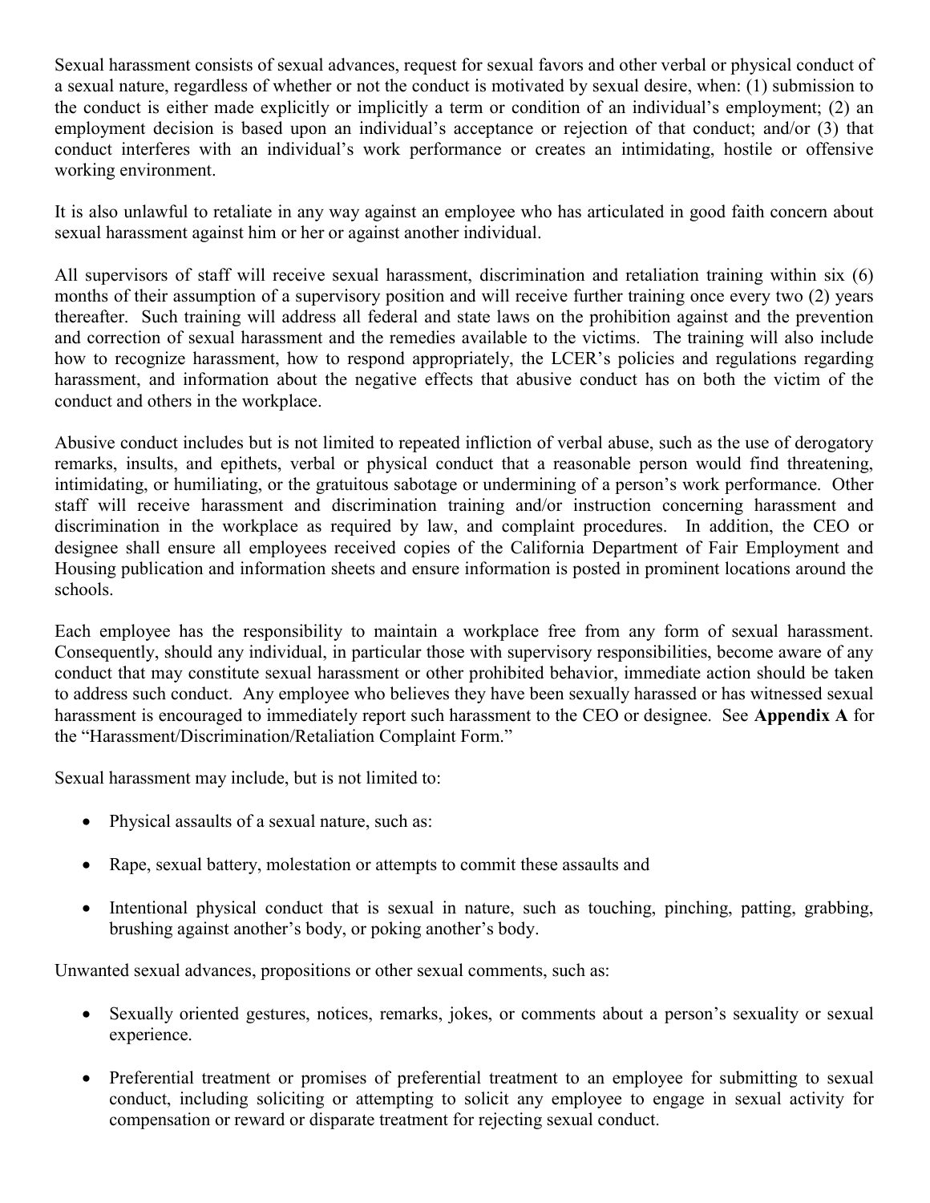Sexual harassment consists of sexual advances, request for sexual favors and other verbal or physical conduct of a sexual nature, regardless of whether or not the conduct is motivated by sexual desire, when: (1) submission to the conduct is either made explicitly or implicitly a term or condition of an individual's employment; (2) an employment decision is based upon an individual's acceptance or rejection of that conduct; and/or (3) that conduct interferes with an individual's work performance or creates an intimidating, hostile or offensive working environment.

It is also unlawful to retaliate in any way against an employee who has articulated in good faith concern about sexual harassment against him or her or against another individual.

All supervisors of staff will receive sexual harassment, discrimination and retaliation training within six (6) months of their assumption of a supervisory position and will receive further training once every two (2) years thereafter. Such training will address all federal and state laws on the prohibition against and the prevention and correction of sexual harassment and the remedies available to the victims. The training will also include how to recognize harassment, how to respond appropriately, the LCER's policies and regulations regarding harassment, and information about the negative effects that abusive conduct has on both the victim of the conduct and others in the workplace.

Abusive conduct includes but is not limited to repeated infliction of verbal abuse, such as the use of derogatory remarks, insults, and epithets, verbal or physical conduct that a reasonable person would find threatening, intimidating, or humiliating, or the gratuitous sabotage or undermining of a person's work performance. Other staff will receive harassment and discrimination training and/or instruction concerning harassment and discrimination in the workplace as required by law, and complaint procedures. In addition, the CEO or designee shall ensure all employees received copies of the California Department of Fair Employment and Housing publication and information sheets and ensure information is posted in prominent locations around the schools.

Each employee has the responsibility to maintain a workplace free from any form of sexual harassment. Consequently, should any individual, in particular those with supervisory responsibilities, become aware of any conduct that may constitute sexual harassment or other prohibited behavior, immediate action should be taken to address such conduct. Any employee who believes they have been sexually harassed or has witnessed sexual harassment is encouraged to immediately report such harassment to the CEO or designee. See **Appendix A** for the "Harassment/Discrimination/Retaliation Complaint Form."

Sexual harassment may include, but is not limited to:

- Physical assaults of a sexual nature, such as:
- Rape, sexual battery, molestation or attempts to commit these assaults and
- Intentional physical conduct that is sexual in nature, such as touching, pinching, patting, grabbing, brushing against another's body, or poking another's body.

Unwanted sexual advances, propositions or other sexual comments, such as:

- Sexually oriented gestures, notices, remarks, jokes, or comments about a person's sexuality or sexual experience.
- Preferential treatment or promises of preferential treatment to an employee for submitting to sexual conduct, including soliciting or attempting to solicit any employee to engage in sexual activity for compensation or reward or disparate treatment for rejecting sexual conduct.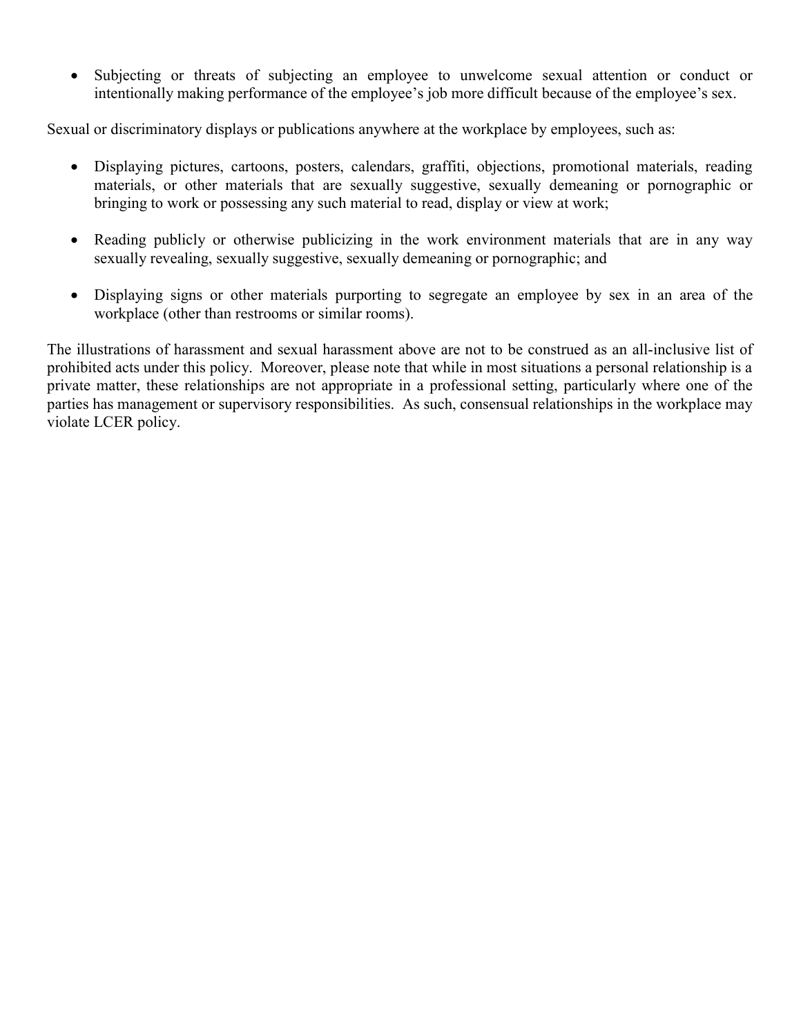- Subjecting or threats of subjecting an employee to unwelcome sexual attention or conduct or intentionally making performance of the employee's job more difficult because of the employee's sex.

Sexual or discriminatory displays or publications anywhere at the workplace by employees, such as:

- Displaying pictures, cartoons, posters, calendars, graffiti, objections, promotional materials, reading materials, or other materials that are sexually suggestive, sexually demeaning or pornographic or bringing to work or possessing any such material to read, display or view at work;

- Reading publicly or otherwise publicizing in the work environment materials that are in any way sexually revealing, sexually suggestive, sexually demeaning or pornographic; and

- Displaying signs or other materials purporting to segregate an employee by sex in an area of the workplace (other than restrooms or similar rooms).

The illustrations of harassment and sexual harassment above are not to be construed as an all-inclusive list of prohibited acts under this policy. Moreover, please note that while in most situations a personal relationship is a private matter, these relationships are not appropriate in a professional setting, particularly where one of the parties has management or supervisory responsibilities. As such, consensual relationships in the workplace may violate LCER policy.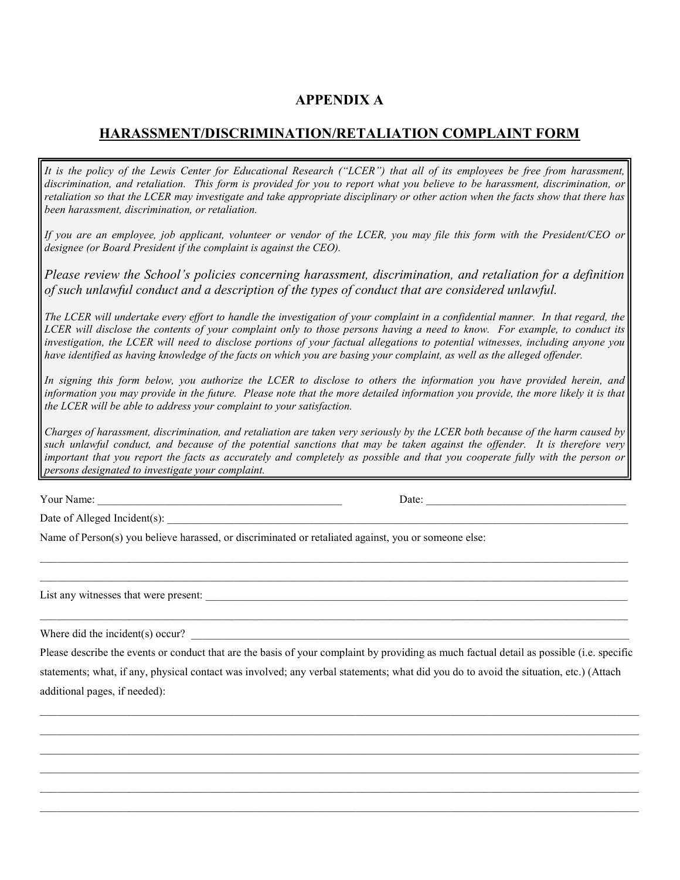# APPENDIX A

## HARASSMENT/DISCRIMINATION/RETALIATION COMPLAINT FORM

*It is the policy of the Lewis Center for Educational Research ("LCER") that all of its employees be free from harassment, discrimination, and retaliation. This form is provided for you to report what you believe to be harassment, discrimination, or retaliation so that the LCER may investigate and take appropriate disciplinary or other action when the facts show that there has been harassment, discrimination, or retaliation.*

*If you are an employee, job applicant, volunteer or vendor of the LCER, you may file this form with the President/CEO or designee (or Board President if the complaint is against the CEO).*

*Please review the School's policies concerning harassment, discrimination, and retaliation for a definition of such unlawful conduct and a description of the types of conduct that are considered unlawful.*

*The LCER will undertake every effort to handle the investigation of your complaint in a confidential manner. In that regard, the LCER will disclose the contents of your complaint only to those persons having a need to know. For example, to conduct its investigation, the LCER will need to disclose portions of your factual allegations to potential witnesses, including anyone you have identified as having knowledge of the facts on which you are basing your complaint, as well as the alleged offender.*

*In signing this form below, you authorize the LCER to disclose to others the information you have provided herein, and information you may provide in the future. Please note that the more detailed information you provide, the more likely it is that the LCER will be able to address your complaint to your satisfaction.*

*Charges of harassment, discrimination, and retaliation are taken very seriously by the LCER both because of the harm caused by such unlawful conduct, and because of the potential sanctions that may be taken against the offender. It is therefore very important that you report the facts as accurately and completely as possible and that you cooperate fully with the person or persons designated to investigate your complaint.*

Your Name: ____________________________________________ Date: ____________________________________

Date of Alleged Incident(s): ____________________________________________________________________________________

Name of Person(s) you believe harassed, or discriminated or retaliated against, you or someone else:

_____________________________________________________________________________________________________________

_____________________________________________________________________________________________________________

List any witnesses that were present: ___________________________________________________________________________

_____________________________________________________________________________________________________________

Where did the incident(s) occur? _______________________________________________________________________________

Please describe the events or conduct that are the basis of your complaint by providing as much factual detail as possible (i.e. specific statements; what, if any, physical contact was involved; any verbal statements; what did you do to avoid the situation, etc.) (Attach additional pages, if needed):

_____________________________________________________________________________________________________________

_____________________________________________________________________________________________________________

_____________________________________________________________________________________________________________

_____________________________________________________________________________________________________________

_____________________________________________________________________________________________________________

_____________________________________________________________________________________________________________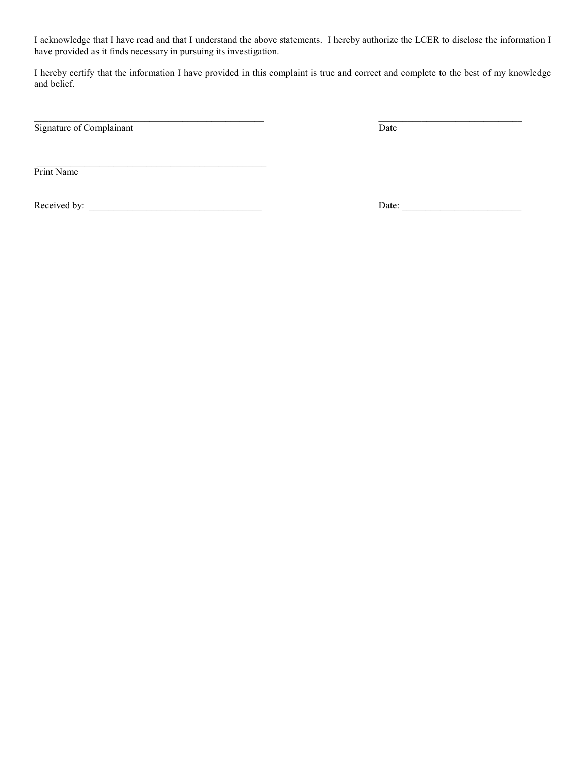I acknowledge that I have read and that I understand the above statements. I hereby authorize the LCER to disclose the information I have provided as it finds necessary in pursuing its investigation.

I hereby certify that the information I have provided in this complaint is true and correct and complete to the best of my knowledge and belief.

\_\_\_\_\_\_\_\_\_\_\_\_\_\_\_\_\_\_\_\_\_\_\_\_\_\_\_\_\_\_\_\_\_\_\_\_\_\_\_\_\_\_\_\_\_\_\_\_ \_\_\_\_\_\_\_\_\_\_\_\_\_\_\_\_\_\_\_\_\_\_\_\_\_\_\_\_\_\_\_

Signature of Complainant Date

\_\_\_\_\_\_\_\_\_\_\_\_\_\_\_\_\_\_\_\_\_\_\_\_\_\_\_\_\_\_\_\_\_\_\_\_\_\_\_\_\_\_\_\_\_\_\_\_

Print Name

Received by: \_\_\_\_\_\_\_\_\_\_\_\_\_\_\_\_\_\_\_\_\_\_\_\_\_\_\_\_\_\_\_\_\_\_\_\_\_ Date: \_\_\_\_\_\_\_\_\_\_\_\_\_\_\_\_\_\_\_\_\_\_\_\_\_\_